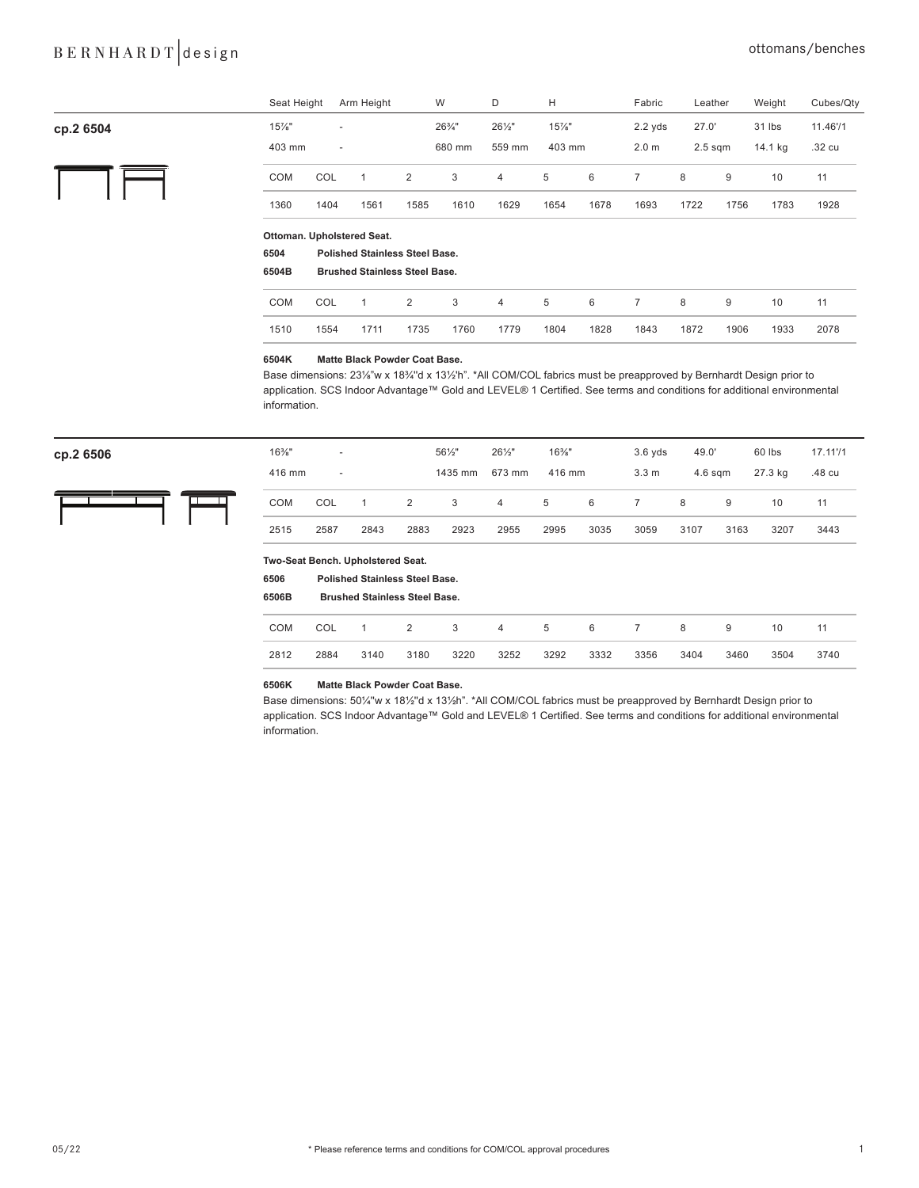## cp.2 6504

| Seat Height | Arm Height | W | D | H | Fabric | Leather | Weight | Cubes/Qty |
|---|---|---|---|---|---|---|---|---|
| 15⅞" | - | 26¾" | 26½" | 15⅞" | 2.2 yds | 27.0' | 31 lbs | 11.46'/1 |
| 403 mm | - | 680 mm | 559 mm | 403 mm | 2.0 m | 2.5 sqm | 14.1 kg | .32 cu |

| COM | COL | 1 | 2 | 3 | 4 | 5 | 6 | 7 | 8 | 9 | 10 | 11 |
|---|---|---|---|---|---|---|---|---|---|---|---|---|
| 1360 | 1404 | 1561 | 1585 | 1610 | 1629 | 1654 | 1678 | 1693 | 1722 | 1756 | 1783 | 1928 |

**Ottoman. Upholstered Seat.**

**6504** **Polished Stainless Steel Base.**

**6504B** **Brushed Stainless Steel Base.**

| COM | COL | 1 | 2 | 3 | 4 | 5 | 6 | 7 | 8 | 9 | 10 | 11 |
|---|---|---|---|---|---|---|---|---|---|---|---|---|
| 1510 | 1554 | 1711 | 1735 | 1760 | 1779 | 1804 | 1828 | 1843 | 1872 | 1906 | 1933 | 2078 |

**6504K** **Matte Black Powder Coat Base.**

Base dimensions: 23⅛"w x 18¾"d x 13½'h". *All COM/COL fabrics must be preapproved by Bernhardt Design prior to application. SCS Indoor Advantage™ Gold and LEVEL® 1 Certified. See terms and conditions for additional environmental information.

## cp.2 6506

| Seat Height | Arm Height | W | D | H | Fabric | Leather | Weight | Cubes/Qty |
|---|---|---|---|---|---|---|---|---|
| 16⅜" | - | 56½" | 26½" | 16⅜" | 3.6 yds | 49.0' | 60 lbs | 17.11'/1 |
| 416 mm | - | 1435 mm | 673 mm | 416 mm | 3.3 m | 4.6 sqm | 27.3 kg | .48 cu |

| COM | COL | 1 | 2 | 3 | 4 | 5 | 6 | 7 | 8 | 9 | 10 | 11 |
|---|---|---|---|---|---|---|---|---|---|---|---|---|
| 2515 | 2587 | 2843 | 2883 | 2923 | 2955 | 2995 | 3035 | 3059 | 3107 | 3163 | 3207 | 3443 |

**Two-Seat Bench. Upholstered Seat.**

**6506** **Polished Stainless Steel Base.**

**6506B** **Brushed Stainless Steel Base.**

| COM | COL | 1 | 2 | 3 | 4 | 5 | 6 | 7 | 8 | 9 | 10 | 11 |
|---|---|---|---|---|---|---|---|---|---|---|---|---|
| 2812 | 2884 | 3140 | 3180 | 3220 | 3252 | 3292 | 3332 | 3356 | 3404 | 3460 | 3504 | 3740 |

**6506K** **Matte Black Powder Coat Base.**

Base dimensions: 50¼"w x 18½"d x 13½h". *All COM/COL fabrics must be preapproved by Bernhardt Design prior to application. SCS Indoor Advantage™ Gold and LEVEL® 1 Certified. See terms and conditions for additional environmental information.

* Please reference terms and conditions for COM/COL approval procedures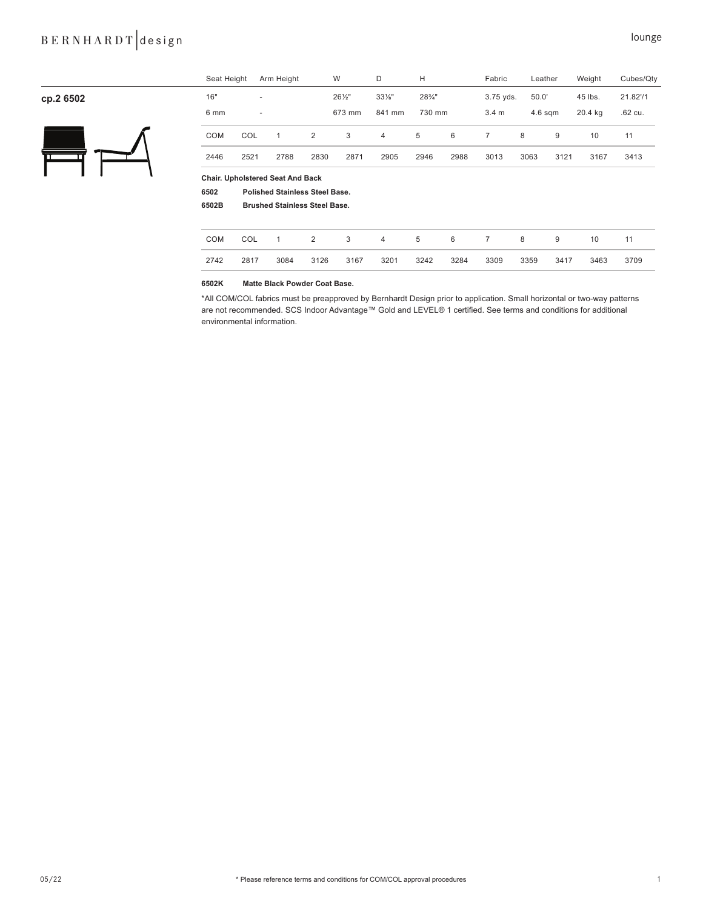## cp.2 6502

| Seat Height | Arm Height | W | D | H | Fabric | Leather | Weight | Cubes/Qty |
|---|---|---|---|---|---|---|---|---|
| 16" | - | 26½" | 33⅛" | 28¾" | 3.75 yds. | 50.0' | 45 lbs. | 21.82'/1 |
| 6 mm | - | 673 mm | 841 mm | 730 mm | 3.4 m | 4.6 sqm | 20.4 kg | .62 cu. |

| COM | COL | 1 | 2 | 3 | 4 | 5 | 6 | 7 | 8 | 9 | 10 | 11 |
|---|---|---|---|---|---|---|---|---|---|---|---|---|
| 2446 | 2521 | 2788 | 2830 | 2871 | 2905 | 2946 | 2988 | 3013 | 3063 | 3121 | 3167 | 3413 |

**Chair. Upholstered Seat And Back**

**6502** **Polished Stainless Steel Base.**

**6502B** **Brushed Stainless Steel Base.**

| COM | COL | 1 | 2 | 3 | 4 | 5 | 6 | 7 | 8 | 9 | 10 | 11 |
|---|---|---|---|---|---|---|---|---|---|---|---|---|
| 2742 | 2817 | 3084 | 3126 | 3167 | 3201 | 3242 | 3284 | 3309 | 3359 | 3417 | 3463 | 3709 |

**6502K** **Matte Black Powder Coat Base.**

*All COM/COL fabrics must be preapproved by Bernhardt Design prior to application. Small horizontal or two-way patterns are not recommended. SCS Indoor Advantage™ Gold and LEVEL® 1 certified. See terms and conditions for additional environmental information.

* Please reference terms and conditions for COM/COL approval procedures